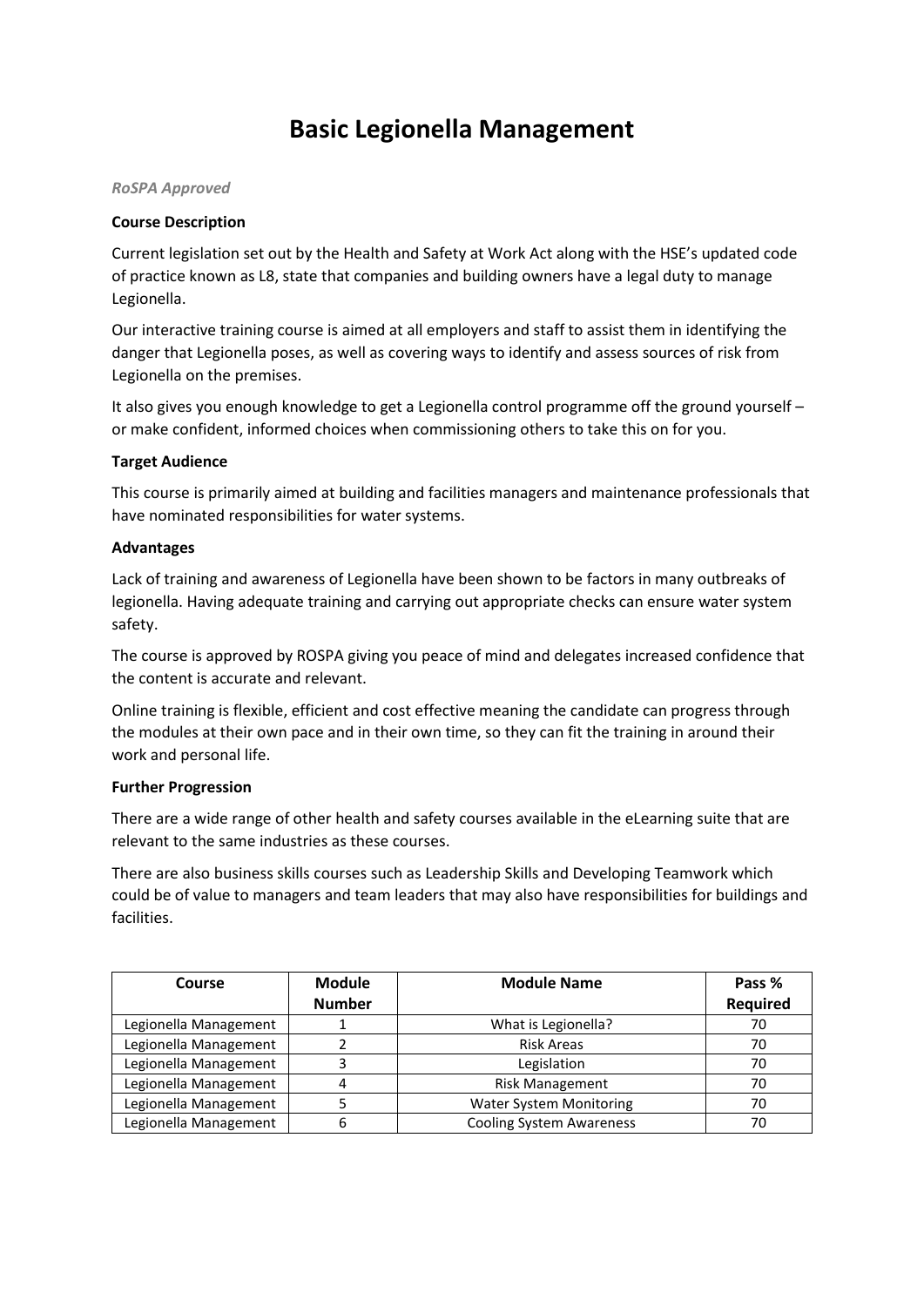# Basic Legionella Management

*RoSPA Approved*

**Course Description**

Current legislation set out by the Health and Safety at Work Act along with the HSE's updated code of practice known as L8, state that companies and building owners have a legal duty to manage Legionella.

Our interactive training course is aimed at all employers and staff to assist them in identifying the danger that Legionella poses, as well as covering ways to identify and assess sources of risk from Legionella on the premises.

It also gives you enough knowledge to get a Legionella control programme off the ground yourself – or make confident, informed choices when commissioning others to take this on for you.

**Target Audience**

This course is primarily aimed at building and facilities managers and maintenance professionals that have nominated responsibilities for water systems.

**Advantages**

Lack of training and awareness of Legionella have been shown to be factors in many outbreaks of legionella. Having adequate training and carrying out appropriate checks can ensure water system safety.

The course is approved by ROSPA giving you peace of mind and delegates increased confidence that the content is accurate and relevant.

Online training is flexible, efficient and cost effective meaning the candidate can progress through the modules at their own pace and in their own time, so they can fit the training in around their work and personal life.

**Further Progression**

There are a wide range of other health and safety courses available in the eLearning suite that are relevant to the same industries as these courses.

There are also business skills courses such as Leadership Skills and Developing Teamwork which could be of value to managers and team leaders that may also have responsibilities for buildings and facilities.

| Course | Module Number | Module Name | Pass % Required |
|---|---|---|---|
| Legionella Management | 1 | What is Legionella? | 70 |
| Legionella Management | 2 | Risk Areas | 70 |
| Legionella Management | 3 | Legislation | 70 |
| Legionella Management | 4 | Risk Management | 70 |
| Legionella Management | 5 | Water System Monitoring | 70 |
| Legionella Management | 6 | Cooling System Awareness | 70 |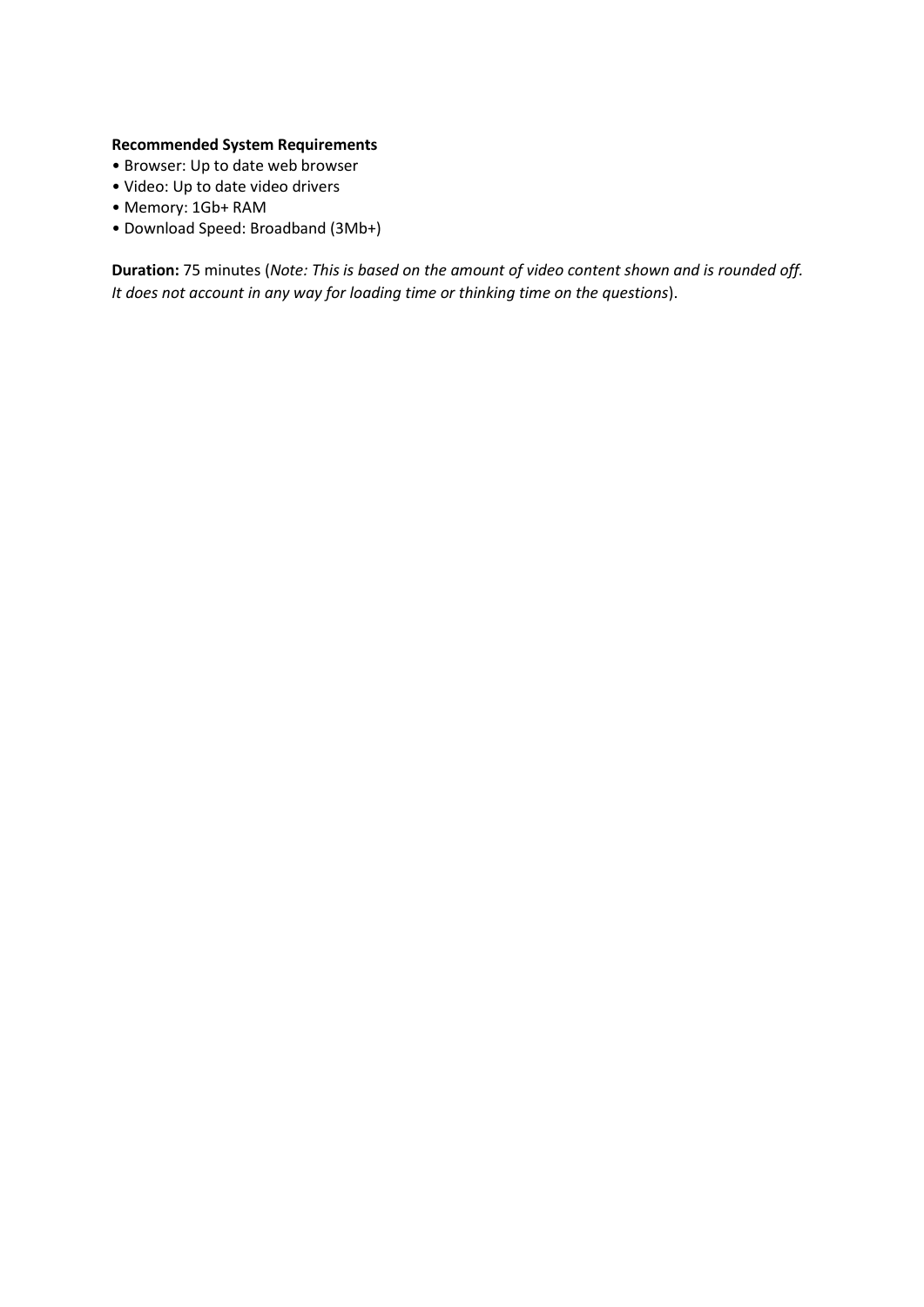**Recommended System Requirements**

- Browser: Up to date web browser
- Video: Up to date video drivers
- Memory: 1Gb+ RAM
- Download Speed: Broadband (3Mb+)

**Duration:** 75 minutes (*Note: This is based on the amount of video content shown and is rounded off. It does not account in any way for loading time or thinking time on the questions*).